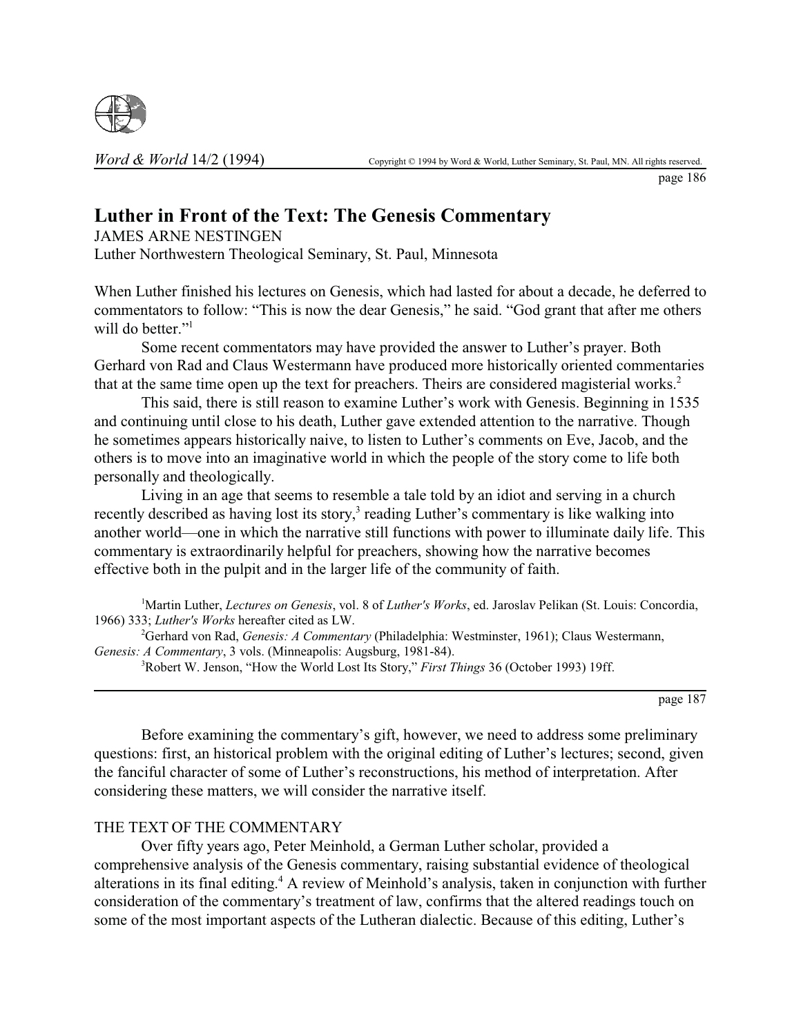# Luther in Front of the Text: The Genesis Commentary

JAMES ARNE NESTINGEN
Luther Northwestern Theological Seminary, St. Paul, Minnesota

When Luther finished his lectures on Genesis, which had lasted for about a decade, he deferred to commentators to follow: "This is now the dear Genesis," he said. "God grant that after me others will do better."[1]

Some recent commentators may have provided the answer to Luther's prayer. Both Gerhard von Rad and Claus Westermann have produced more historically oriented commentaries that at the same time open up the text for preachers. Theirs are considered magisterial works.[2]

This said, there is still reason to examine Luther's work with Genesis. Beginning in 1535 and continuing until close to his death, Luther gave extended attention to the narrative. Though he sometimes appears historically naive, to listen to Luther's comments on Eve, Jacob, and the others is to move into an imaginative world in which the people of the story come to life both personally and theologically.

Living in an age that seems to resemble a tale told by an idiot and serving in a church recently described as having lost its story,[3] reading Luther's commentary is like walking into another world—one in which the narrative still functions with power to illuminate daily life. This commentary is extraordinarily helpful for preachers, showing how the narrative becomes effective both in the pulpit and in the larger life of the community of faith.

[1]Martin Luther, *Lectures on Genesis*, vol. 8 of *Luther's Works*, ed. Jaroslav Pelikan (St. Louis: Concordia, 1966) 333; *Luther's Works* hereafter cited as LW.

[2]Gerhard von Rad, *Genesis: A Commentary* (Philadelphia: Westminster, 1961); Claus Westermann, *Genesis: A Commentary*, 3 vols. (Minneapolis: Augsburg, 1981-84).

[3]Robert W. Jenson, "How the World Lost Its Story," *First Things* 36 (October 1993) 19ff.

Before examining the commentary's gift, however, we need to address some preliminary questions: first, an historical problem with the original editing of Luther's lectures; second, given the fanciful character of some of Luther's reconstructions, his method of interpretation. After considering these matters, we will consider the narrative itself.

## THE TEXT OF THE COMMENTARY

Over fifty years ago, Peter Meinhold, a German Luther scholar, provided a comprehensive analysis of the Genesis commentary, raising substantial evidence of theological alterations in its final editing.[4] A review of Meinhold's analysis, taken in conjunction with further consideration of the commentary's treatment of law, confirms that the altered readings touch on some of the most important aspects of the Lutheran dialectic. Because of this editing, Luther's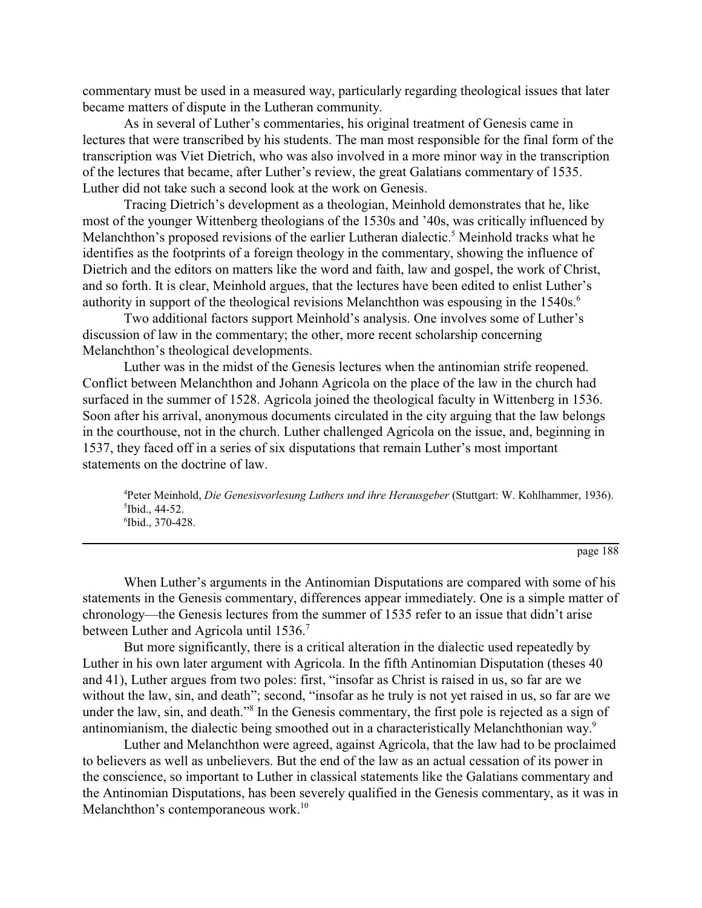commentary must be used in a measured way, particularly regarding theological issues that later became matters of dispute in the Lutheran community.

As in several of Luther's commentaries, his original treatment of Genesis came in lectures that were transcribed by his students. The man most responsible for the final form of the transcription was Viet Dietrich, who was also involved in a more minor way in the transcription of the lectures that became, after Luther's review, the great Galatians commentary of 1535. Luther did not take such a second look at the work on Genesis.

Tracing Dietrich's development as a theologian, Meinhold demonstrates that he, like most of the younger Wittenberg theologians of the 1530s and '40s, was critically influenced by Melanchthon's proposed revisions of the earlier Lutheran dialectic.[5] Meinhold tracks what he identifies as the footprints of a foreign theology in the commentary, showing the influence of Dietrich and the editors on matters like the word and faith, law and gospel, the work of Christ, and so forth. It is clear, Meinhold argues, that the lectures have been edited to enlist Luther's authority in support of the theological revisions Melanchthon was espousing in the 1540s.[6]

Two additional factors support Meinhold's analysis. One involves some of Luther's discussion of law in the commentary; the other, more recent scholarship concerning Melanchthon's theological developments.

Luther was in the midst of the Genesis lectures when the antinomian strife reopened. Conflict between Melanchthon and Johann Agricola on the place of the law in the church had surfaced in the summer of 1528. Agricola joined the theological faculty in Wittenberg in 1536. Soon after his arrival, anonymous documents circulated in the city arguing that the law belongs in the courthouse, not in the church. Luther challenged Agricola on the issue, and, beginning in 1537, they faced off in a series of six disputations that remain Luther's most important statements on the doctrine of law.

[4]Peter Meinhold, *Die Genesisvorlesung Luthers und ihre Herausgeber* (Stuttgart: W. Kohlhammer, 1936).
[5]Ibid., 44-52.
[6]Ibid., 370-428.

When Luther's arguments in the Antinomian Disputations are compared with some of his statements in the Genesis commentary, differences appear immediately. One is a simple matter of chronology—the Genesis lectures from the summer of 1535 refer to an issue that didn't arise between Luther and Agricola until 1536.[7]

But more significantly, there is a critical alteration in the dialectic used repeatedly by Luther in his own later argument with Agricola. In the fifth Antinomian Disputation (theses 40 and 41), Luther argues from two poles: first, "insofar as Christ is raised in us, so far are we without the law, sin, and death"; second, "insofar as he truly is not yet raised in us, so far are we under the law, sin, and death."[8] In the Genesis commentary, the first pole is rejected as a sign of antinomianism, the dialectic being smoothed out in a characteristically Melanchthonian way.[9]

Luther and Melanchthon were agreed, against Agricola, that the law had to be proclaimed to believers as well as unbelievers. But the end of the law as an actual cessation of its power in the conscience, so important to Luther in classical statements like the Galatians commentary and the Antinomian Disputations, has been severely qualified in the Genesis commentary, as it was in Melanchthon's contemporaneous work.[10]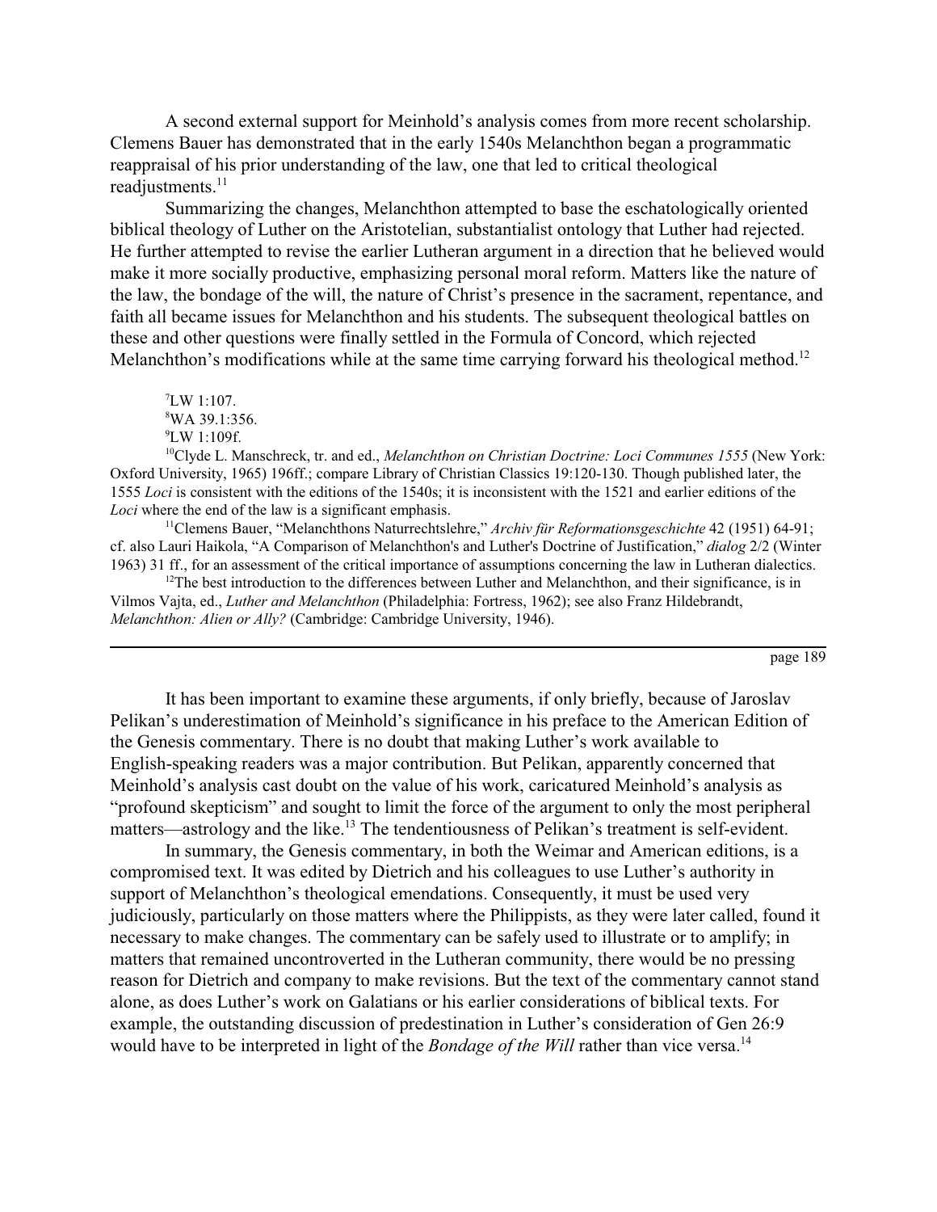A second external support for Meinhold's analysis comes from more recent scholarship. Clemens Bauer has demonstrated that in the early 1540s Melanchthon began a programmatic reappraisal of his prior understanding of the law, one that led to critical theological readjustments.[11]

Summarizing the changes, Melanchthon attempted to base the eschatologically oriented biblical theology of Luther on the Aristotelian, substantialist ontology that Luther had rejected. He further attempted to revise the earlier Lutheran argument in a direction that he believed would make it more socially productive, emphasizing personal moral reform. Matters like the nature of the law, the bondage of the will, the nature of Christ's presence in the sacrament, repentance, and faith all became issues for Melanchthon and his students. The subsequent theological battles on these and other questions were finally settled in the Formula of Concord, which rejected Melanchthon's modifications while at the same time carrying forward his theological method.[12]

[7]LW 1:107.

[8]WA 39.1:356.

[9]LW 1:109f.

[10]Clyde L. Manschreck, tr. and ed., *Melanchthon on Christian Doctrine: Loci Communes 1555* (New York: Oxford University, 1965) 196ff.; compare Library of Christian Classics 19:120-130. Though published later, the 1555 *Loci* is consistent with the editions of the 1540s; it is inconsistent with the 1521 and earlier editions of the *Loci* where the end of the law is a significant emphasis.

[11]Clemens Bauer, "Melanchthons Naturrechtslehre," *Archiv für Reformationsgeschichte* 42 (1951) 64-91; cf. also Lauri Haikola, "A Comparison of Melanchthon's and Luther's Doctrine of Justification," *dialog* 2/2 (Winter 1963) 31 ff., for an assessment of the critical importance of assumptions concerning the law in Lutheran dialectics.

[12]The best introduction to the differences between Luther and Melanchthon, and their significance, is in Vilmos Vajta, ed., *Luther and Melanchthon* (Philadelphia: Fortress, 1962); see also Franz Hildebrandt, *Melanchthon: Alien or Ally?* (Cambridge: Cambridge University, 1946).

---

It has been important to examine these arguments, if only briefly, because of Jaroslav Pelikan's underestimation of Meinhold's significance in his preface to the American Edition of the Genesis commentary. There is no doubt that making Luther's work available to English-speaking readers was a major contribution. But Pelikan, apparently concerned that Meinhold's analysis cast doubt on the value of his work, caricatured Meinhold's analysis as "profound skepticism" and sought to limit the force of the argument to only the most peripheral matters—astrology and the like.[13] The tendentiousness of Pelikan's treatment is self-evident.

In summary, the Genesis commentary, in both the Weimar and American editions, is a compromised text. It was edited by Dietrich and his colleagues to use Luther's authority in support of Melanchthon's theological emendations. Consequently, it must be used very judiciously, particularly on those matters where the Philippists, as they were later called, found it necessary to make changes. The commentary can be safely used to illustrate or to amplify; in matters that remained uncontroverted in the Lutheran community, there would be no pressing reason for Dietrich and company to make revisions. But the text of the commentary cannot stand alone, as does Luther's work on Galatians or his earlier considerations of biblical texts. For example, the outstanding discussion of predestination in Luther's consideration of Gen 26:9 would have to be interpreted in light of the *Bondage of the Will* rather than vice versa.[14]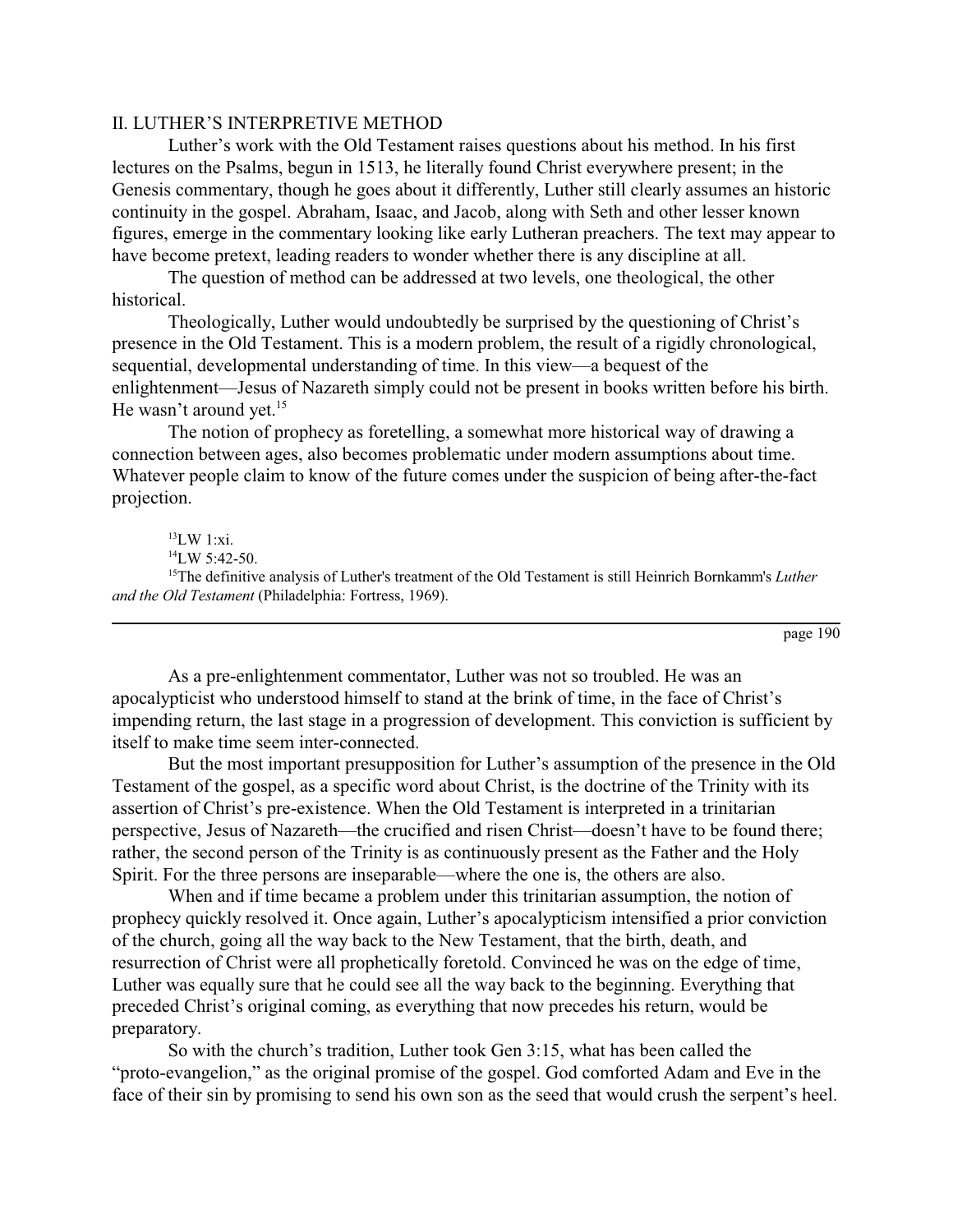## II. LUTHER'S INTERPRETIVE METHOD

Luther's work with the Old Testament raises questions about his method. In his first lectures on the Psalms, begun in 1513, he literally found Christ everywhere present; in the Genesis commentary, though he goes about it differently, Luther still clearly assumes an historic continuity in the gospel. Abraham, Isaac, and Jacob, along with Seth and other lesser known figures, emerge in the commentary looking like early Lutheran preachers. The text may appear to have become pretext, leading readers to wonder whether there is any discipline at all.

The question of method can be addressed at two levels, one theological, the other historical.

Theologically, Luther would undoubtedly be surprised by the questioning of Christ's presence in the Old Testament. This is a modern problem, the result of a rigidly chronological, sequential, developmental understanding of time. In this view—a bequest of the enlightenment—Jesus of Nazareth simply could not be present in books written before his birth. He wasn't around yet.[15]

The notion of prophecy as foretelling, a somewhat more historical way of drawing a connection between ages, also becomes problematic under modern assumptions about time. Whatever people claim to know of the future comes under the suspicion of being after-the-fact projection.

[13]LW 1:xi.

[14]LW 5:42-50.

[15]The definitive analysis of Luther's treatment of the Old Testament is still Heinrich Bornkamm's *Luther and the Old Testament* (Philadelphia: Fortress, 1969).

As a pre-enlightenment commentator, Luther was not so troubled. He was an apocalypticist who understood himself to stand at the brink of time, in the face of Christ's impending return, the last stage in a progression of development. This conviction is sufficient by itself to make time seem inter-connected.

But the most important presupposition for Luther's assumption of the presence in the Old Testament of the gospel, as a specific word about Christ, is the doctrine of the Trinity with its assertion of Christ's pre-existence. When the Old Testament is interpreted in a trinitarian perspective, Jesus of Nazareth—the crucified and risen Christ—doesn't have to be found there; rather, the second person of the Trinity is as continuously present as the Father and the Holy Spirit. For the three persons are inseparable—where the one is, the others are also.

When and if time became a problem under this trinitarian assumption, the notion of prophecy quickly resolved it. Once again, Luther's apocalypticism intensified a prior conviction of the church, going all the way back to the New Testament, that the birth, death, and resurrection of Christ were all prophetically foretold. Convinced he was on the edge of time, Luther was equally sure that he could see all the way back to the beginning. Everything that preceded Christ's original coming, as everything that now precedes his return, would be preparatory.

So with the church's tradition, Luther took Gen 3:15, what has been called the "proto-evangelion," as the original promise of the gospel. God comforted Adam and Eve in the face of their sin by promising to send his own son as the seed that would crush the serpent's heel.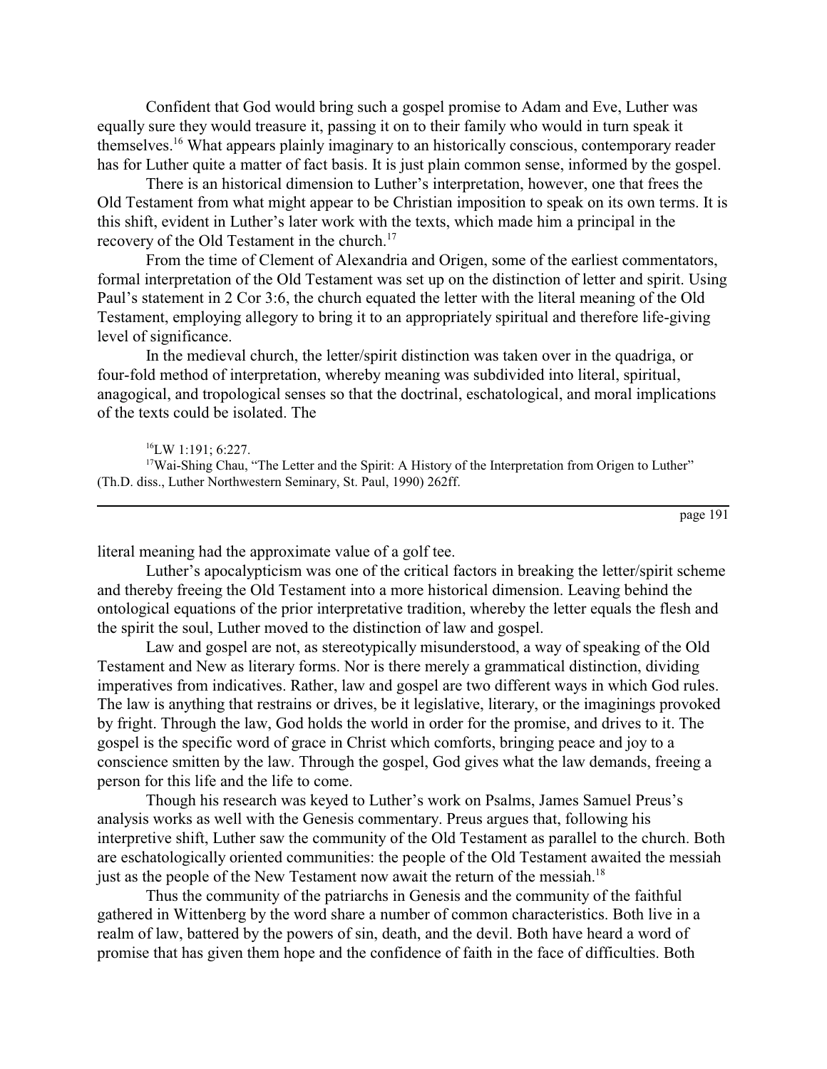Confident that God would bring such a gospel promise to Adam and Eve, Luther was equally sure they would treasure it, passing it on to their family who would in turn speak it themselves.[16] What appears plainly imaginary to an historically conscious, contemporary reader has for Luther quite a matter of fact basis. It is just plain common sense, informed by the gospel.

There is an historical dimension to Luther's interpretation, however, one that frees the Old Testament from what might appear to be Christian imposition to speak on its own terms. It is this shift, evident in Luther's later work with the texts, which made him a principal in the recovery of the Old Testament in the church.[17]

From the time of Clement of Alexandria and Origen, some of the earliest commentators, formal interpretation of the Old Testament was set up on the distinction of letter and spirit. Using Paul's statement in 2 Cor 3:6, the church equated the letter with the literal meaning of the Old Testament, employing allegory to bring it to an appropriately spiritual and therefore life-giving level of significance.

In the medieval church, the letter/spirit distinction was taken over in the quadriga, or four-fold method of interpretation, whereby meaning was subdivided into literal, spiritual, anagogical, and tropological senses so that the doctrinal, eschatological, and moral implications of the texts could be isolated. The literal meaning had the approximate value of a golf tee.

Luther's apocalypticism was one of the critical factors in breaking the letter/spirit scheme and thereby freeing the Old Testament into a more historical dimension. Leaving behind the ontological equations of the prior interpretative tradition, whereby the letter equals the flesh and the spirit the soul, Luther moved to the distinction of law and gospel.

Law and gospel are not, as stereotypically misunderstood, a way of speaking of the Old Testament and New as literary forms. Nor is there merely a grammatical distinction, dividing imperatives from indicatives. Rather, law and gospel are two different ways in which God rules. The law is anything that restrains or drives, be it legislative, literary, or the imaginings provoked by fright. Through the law, God holds the world in order for the promise, and drives to it. The gospel is the specific word of grace in Christ which comforts, bringing peace and joy to a conscience smitten by the law. Through the gospel, God gives what the law demands, freeing a person for this life and the life to come.

Though his research was keyed to Luther's work on Psalms, James Samuel Preus's analysis works as well with the Genesis commentary. Preus argues that, following his interpretive shift, Luther saw the community of the Old Testament as parallel to the church. Both are eschatologically oriented communities: the people of the Old Testament awaited the messiah just as the people of the New Testament now await the return of the messiah.[18]

Thus the community of the patriarchs in Genesis and the community of the faithful gathered in Wittenberg by the word share a number of common characteristics. Both live in a realm of law, battered by the powers of sin, death, and the devil. Both have heard a word of promise that has given them hope and the confidence of faith in the face of difficulties. Both

[16] LW 1:191; 6:227.

[17] Wai-Shing Chau, "The Letter and the Spirit: A History of the Interpretation from Origen to Luther" (Th.D. diss., Luther Northwestern Seminary, St. Paul, 1990) 262ff.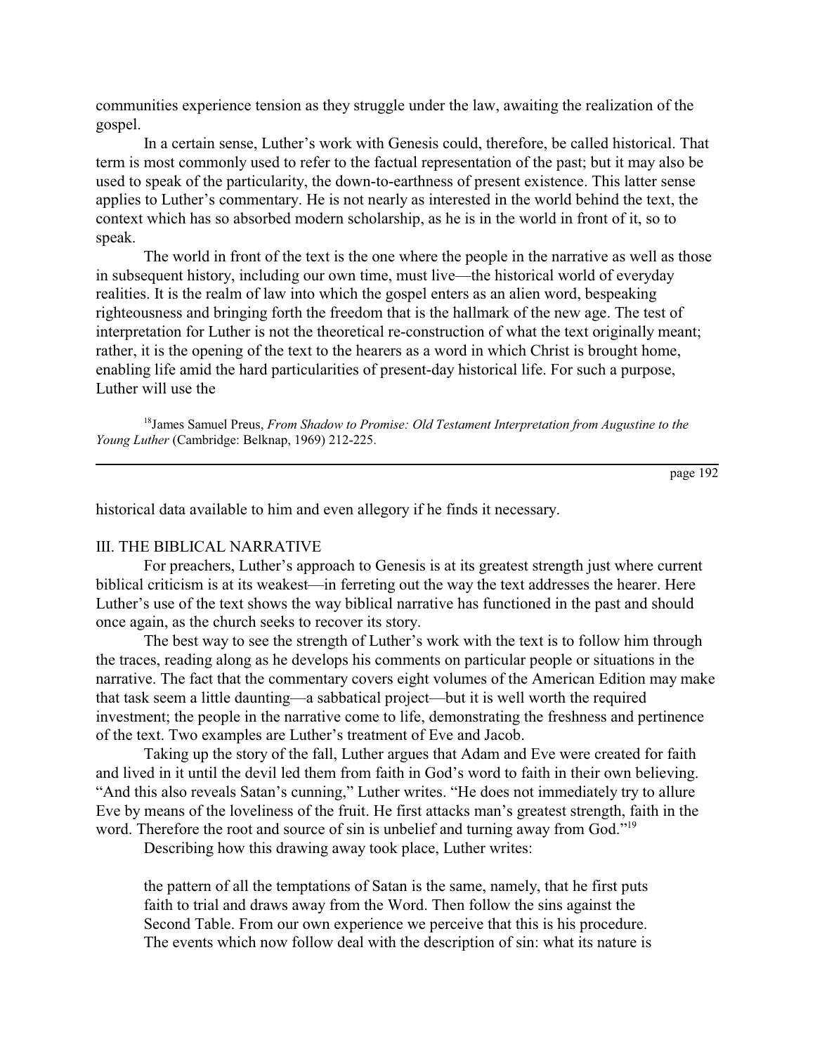communities experience tension as they struggle under the law, awaiting the realization of the gospel.

In a certain sense, Luther's work with Genesis could, therefore, be called historical. That term is most commonly used to refer to the factual representation of the past; but it may also be used to speak of the particularity, the down-to-earthness of present existence. This latter sense applies to Luther's commentary. He is not nearly as interested in the world behind the text, the context which has so absorbed modern scholarship, as he is in the world in front of it, so to speak.

The world in front of the text is the one where the people in the narrative as well as those in subsequent history, including our own time, must live—the historical world of everyday realities. It is the realm of law into which the gospel enters as an alien word, bespeaking righteousness and bringing forth the freedom that is the hallmark of the new age. The test of interpretation for Luther is not the theoretical re-construction of what the text originally meant; rather, it is the opening of the text to the hearers as a word in which Christ is brought home, enabling life amid the hard particularities of present-day historical life. For such a purpose, Luther will use the historical data available to him and even allegory if he finds it necessary.

[18]James Samuel Preus, *From Shadow to Promise: Old Testament Interpretation from Augustine to the Young Luther* (Cambridge: Belknap, 1969) 212-225.

## III. THE BIBLICAL NARRATIVE

For preachers, Luther's approach to Genesis is at its greatest strength just where current biblical criticism is at its weakest—in ferreting out the way the text addresses the hearer. Here Luther's use of the text shows the way biblical narrative has functioned in the past and should once again, as the church seeks to recover its story.

The best way to see the strength of Luther's work with the text is to follow him through the traces, reading along as he develops his comments on particular people or situations in the narrative. The fact that the commentary covers eight volumes of the American Edition may make that task seem a little daunting—a sabbatical project—but it is well worth the required investment; the people in the narrative come to life, demonstrating the freshness and pertinence of the text. Two examples are Luther's treatment of Eve and Jacob.

Taking up the story of the fall, Luther argues that Adam and Eve were created for faith and lived in it until the devil led them from faith in God's word to faith in their own believing. "And this also reveals Satan's cunning," Luther writes. "He does not immediately try to allure Eve by means of the loveliness of the fruit. He first attacks man's greatest strength, faith in the word. Therefore the root and source of sin is unbelief and turning away from God."[19]

Describing how this drawing away took place, Luther writes:

> the pattern of all the temptations of Satan is the same, namely, that he first puts faith to trial and draws away from the Word. Then follow the sins against the Second Table. From our own experience we perceive that this is his procedure. The events which now follow deal with the description of sin: what its nature is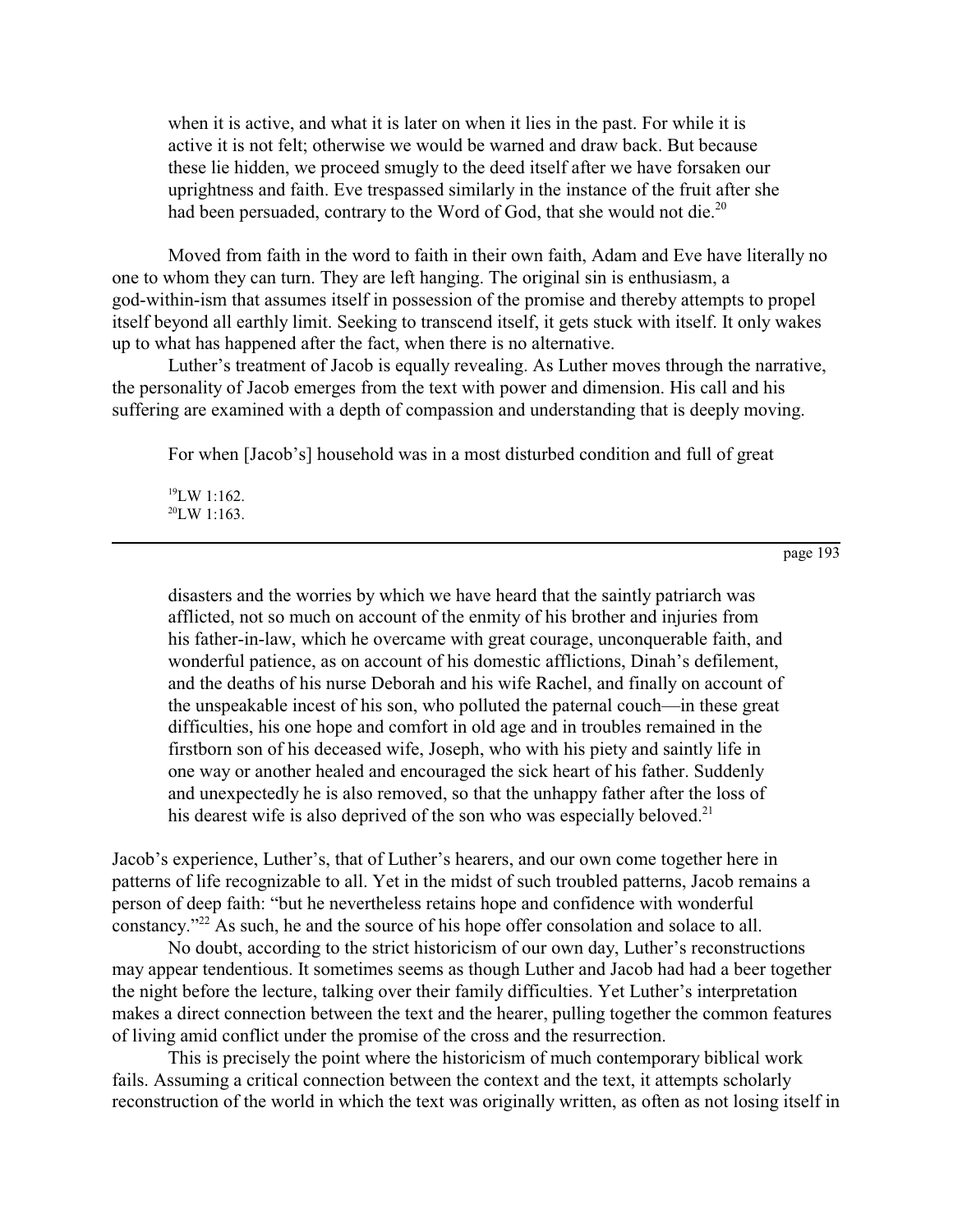> when it is active, and what it is later on when it lies in the past. For while it is active it is not felt; otherwise we would be warned and draw back. But because these lie hidden, we proceed smugly to the deed itself after we have forsaken our uprightness and faith. Eve trespassed similarly in the instance of the fruit after she had been persuaded, contrary to the Word of God, that she would not die.[20]

Moved from faith in the word to faith in their own faith, Adam and Eve have literally no one to whom they can turn. They are left hanging. The original sin is enthusiasm, a god-within-ism that assumes itself in possession of the promise and thereby attempts to propel itself beyond all earthly limit. Seeking to transcend itself, it gets stuck with itself. It only wakes up to what has happened after the fact, when there is no alternative.

Luther's treatment of Jacob is equally revealing. As Luther moves through the narrative, the personality of Jacob emerges from the text with power and dimension. His call and his suffering are examined with a depth of compassion and understanding that is deeply moving.

> For when [Jacob's] household was in a most disturbed condition and full of great disasters and the worries by which we have heard that the saintly patriarch was afflicted, not so much on account of the enmity of his brother and injuries from his father-in-law, which he overcame with great courage, unconquerable faith, and wonderful patience, as on account of his domestic afflictions, Dinah's defilement, and the deaths of his nurse Deborah and his wife Rachel, and finally on account of the unspeakable incest of his son, who polluted the paternal couch—in these great difficulties, his one hope and comfort in old age and in troubles remained in the firstborn son of his deceased wife, Joseph, who with his piety and saintly life in one way or another healed and encouraged the sick heart of his father. Suddenly and unexpectedly he is also removed, so that the unhappy father after the loss of his dearest wife is also deprived of the son who was especially beloved.[21]

Jacob's experience, Luther's, that of Luther's hearers, and our own come together here in patterns of life recognizable to all. Yet in the midst of such troubled patterns, Jacob remains a person of deep faith: "but he nevertheless retains hope and confidence with wonderful constancy."[22] As such, he and the source of his hope offer consolation and solace to all.

No doubt, according to the strict historicism of our own day, Luther's reconstructions may appear tendentious. It sometimes seems as though Luther and Jacob had had a beer together the night before the lecture, talking over their family difficulties. Yet Luther's interpretation makes a direct connection between the text and the hearer, pulling together the common features of living amid conflict under the promise of the cross and the resurrection.

This is precisely the point where the historicism of much contemporary biblical work fails. Assuming a critical connection between the context and the text, it attempts scholarly reconstruction of the world in which the text was originally written, as often as not losing itself in

[19] LW 1:162.
[20] LW 1:163.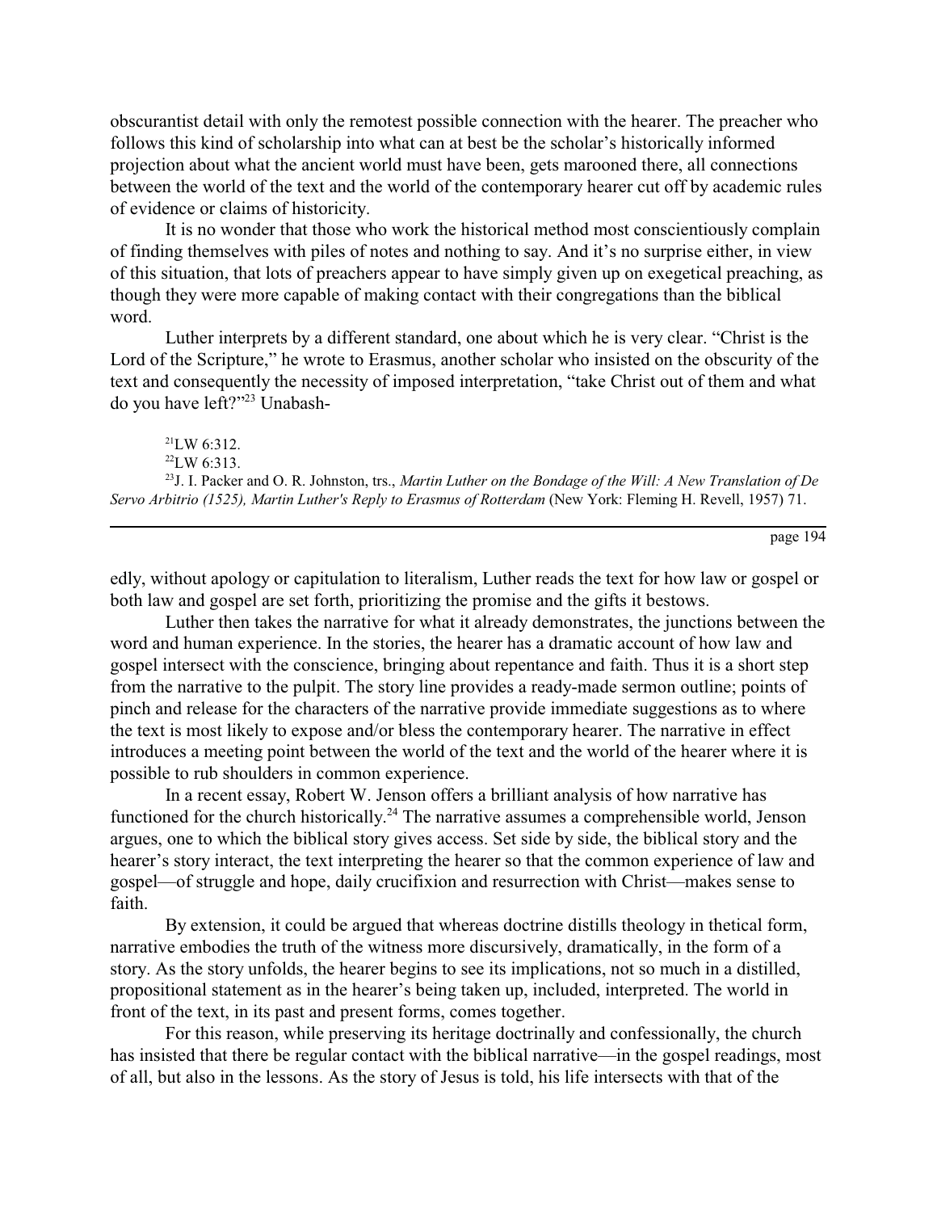obscurantist detail with only the remotest possible connection with the hearer. The preacher who follows this kind of scholarship into what can at best be the scholar's historically informed projection about what the ancient world must have been, gets marooned there, all connections between the world of the text and the world of the contemporary hearer cut off by academic rules of evidence or claims of historicity.

It is no wonder that those who work the historical method most conscientiously complain of finding themselves with piles of notes and nothing to say. And it's no surprise either, in view of this situation, that lots of preachers appear to have simply given up on exegetical preaching, as though they were more capable of making contact with their congregations than the biblical word.

Luther interprets by a different standard, one about which he is very clear. "Christ is the Lord of the Scripture," he wrote to Erasmus, another scholar who insisted on the obscurity of the text and consequently the necessity of imposed interpretation, "take Christ out of them and what do you have left?"[23] Unabashedly, without apology or capitulation to literalism, Luther reads the text for how law or gospel or both law and gospel are set forth, prioritizing the promise and the gifts it bestows.

[21]LW 6:312.

[22]LW 6:313.

[23]J. I. Packer and O. R. Johnston, trs., *Martin Luther on the Bondage of the Will: A New Translation of De Servo Arbitrio (1525), Martin Luther's Reply to Erasmus of Rotterdam* (New York: Fleming H. Revell, 1957) 71.

Luther then takes the narrative for what it already demonstrates, the junctions between the word and human experience. In the stories, the hearer has a dramatic account of how law and gospel intersect with the conscience, bringing about repentance and faith. Thus it is a short step from the narrative to the pulpit. The story line provides a ready-made sermon outline; points of pinch and release for the characters of the narrative provide immediate suggestions as to where the text is most likely to expose and/or bless the contemporary hearer. The narrative in effect introduces a meeting point between the world of the text and the world of the hearer where it is possible to rub shoulders in common experience.

In a recent essay, Robert W. Jenson offers a brilliant analysis of how narrative has functioned for the church historically.[24] The narrative assumes a comprehensible world, Jenson argues, one to which the biblical story gives access. Set side by side, the biblical story and the hearer's story interact, the text interpreting the hearer so that the common experience of law and gospel—of struggle and hope, daily crucifixion and resurrection with Christ—makes sense to faith.

By extension, it could be argued that whereas doctrine distills theology in thetical form, narrative embodies the truth of the witness more discursively, dramatically, in the form of a story. As the story unfolds, the hearer begins to see its implications, not so much in a distilled, propositional statement as in the hearer's being taken up, included, interpreted. The world in front of the text, in its past and present forms, comes together.

For this reason, while preserving its heritage doctrinally and confessionally, the church has insisted that there be regular contact with the biblical narrative—in the gospel readings, most of all, but also in the lessons. As the story of Jesus is told, his life intersects with that of the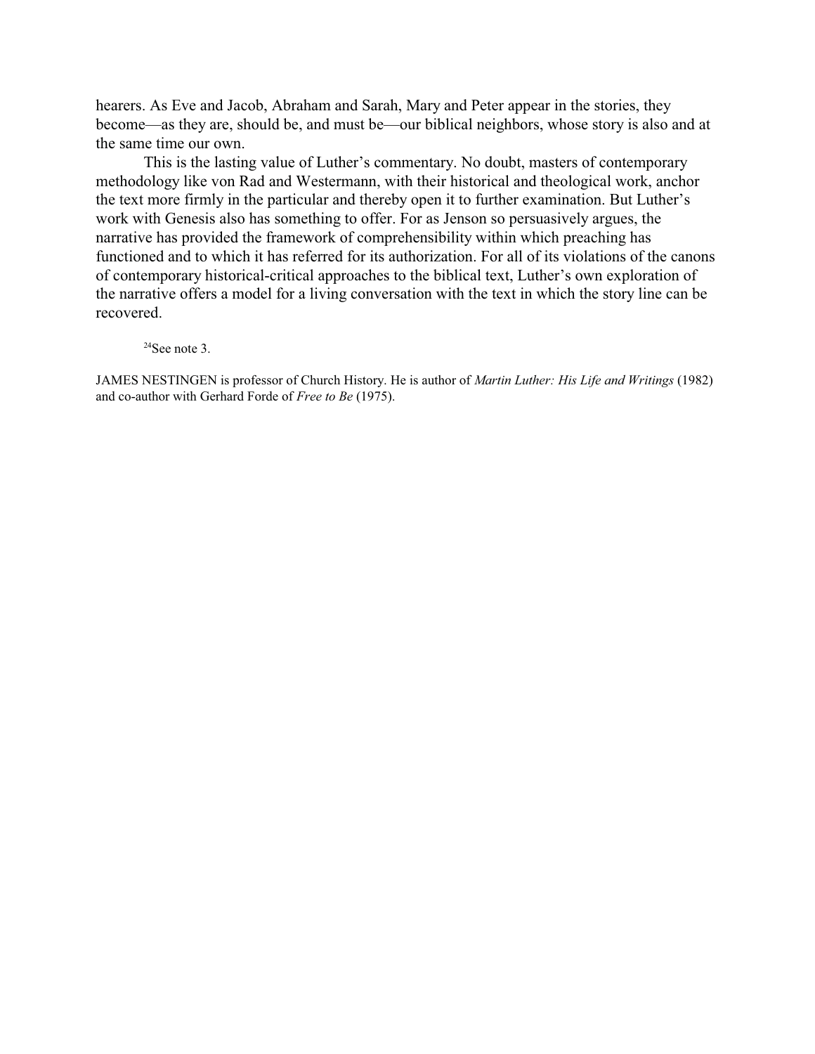hearers. As Eve and Jacob, Abraham and Sarah, Mary and Peter appear in the stories, they become—as they are, should be, and must be—our biblical neighbors, whose story is also and at the same time our own.

This is the lasting value of Luther's commentary. No doubt, masters of contemporary methodology like von Rad and Westermann, with their historical and theological work, anchor the text more firmly in the particular and thereby open it to further examination. But Luther's work with Genesis also has something to offer. For as Jenson so persuasively argues, the narrative has provided the framework of comprehensibility within which preaching has functioned and to which it has referred for its authorization. For all of its violations of the canons of contemporary historical-critical approaches to the biblical text, Luther's own exploration of the narrative offers a model for a living conversation with the text in which the story line can be recovered.

[24]See note 3.

JAMES NESTINGEN is professor of Church History. He is author of *Martin Luther: His Life and Writings* (1982) and co-author with Gerhard Forde of *Free to Be* (1975).